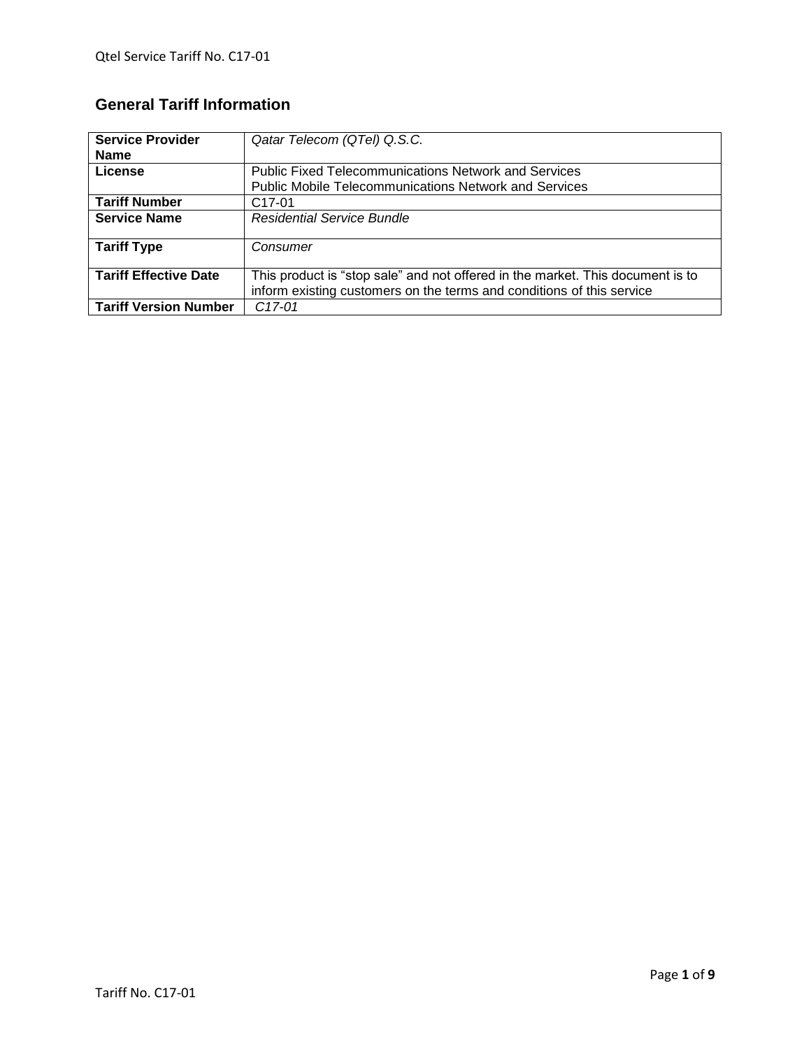## General Tariff Information

| Service Provider Name | *Qatar Telecom (QTel) Q.S.C.* |
|---|---|
| **License** | Public Fixed Telecommunications Network and Services<br>Public Mobile Telecommunications Network and Services |
| **Tariff Number** | C17-01 |
| **Service Name** | *Residential Service Bundle* |
| **Tariff Type** | *Consumer* |
| **Tariff Effective Date** | This product is "stop sale" and not offered in the market. This document is to inform existing customers on the terms and conditions of this service |
| **Tariff Version Number** | *C17-01* |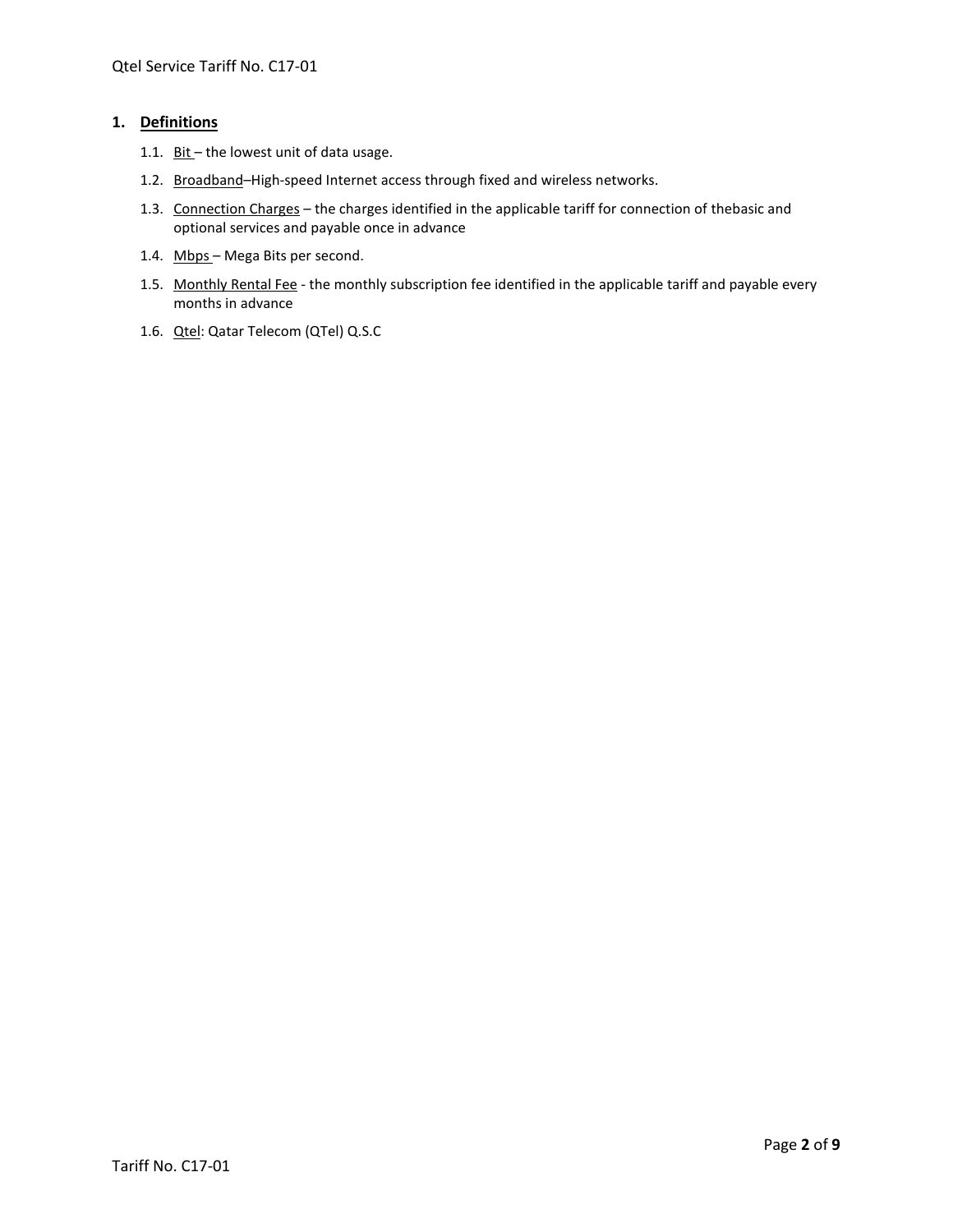## 1. Definitions

1.1. Bit – the lowest unit of data usage.

1.2. Broadband–High-speed Internet access through fixed and wireless networks.

1.3. Connection Charges – the charges identified in the applicable tariff for connection of thebasic and optional services and payable once in advance

1.4. Mbps – Mega Bits per second.

1.5. Monthly Rental Fee - the monthly subscription fee identified in the applicable tariff and payable every months in advance

1.6. Qtel: Qatar Telecom (QTel) Q.S.C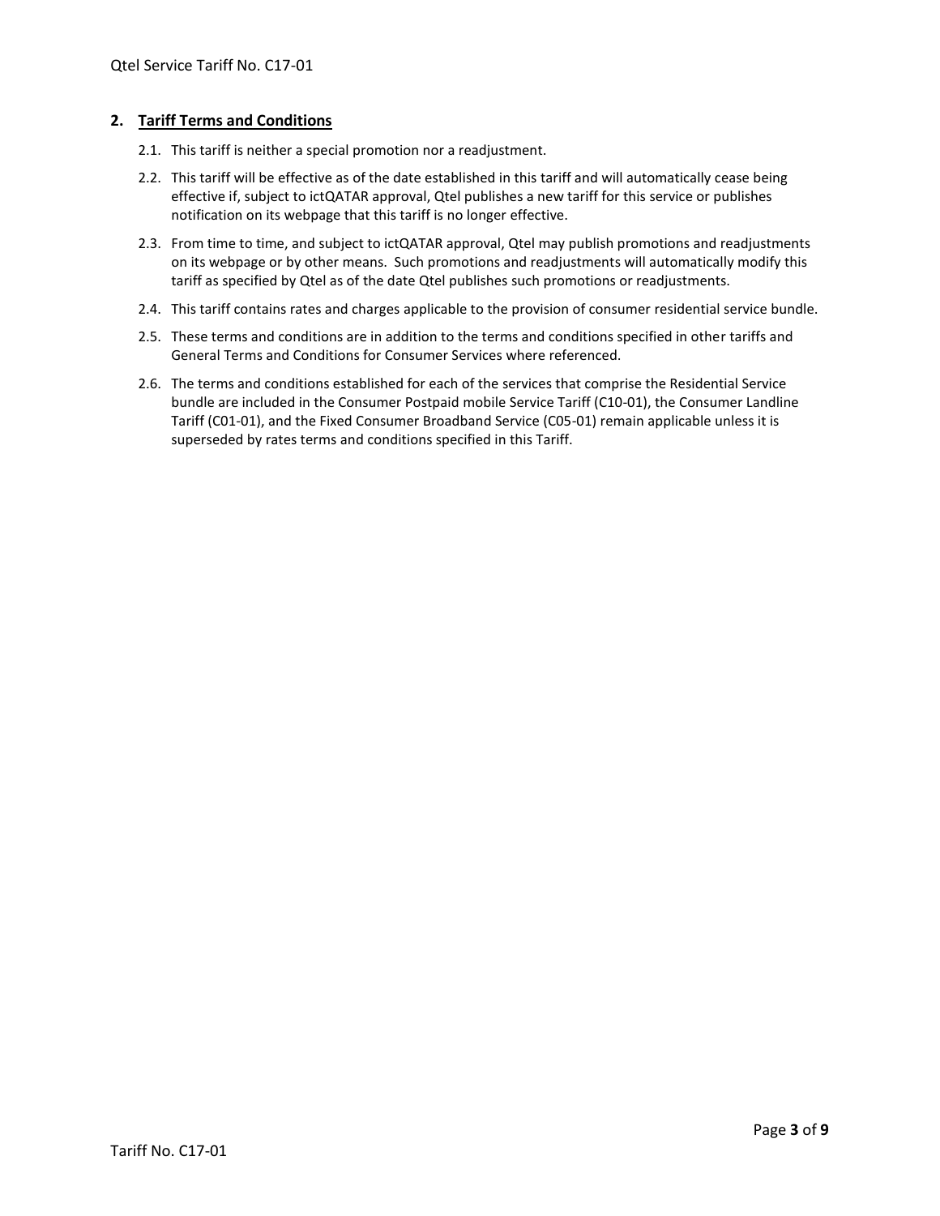## 2. Tariff Terms and Conditions

2.1. This tariff is neither a special promotion nor a readjustment.

2.2. This tariff will be effective as of the date established in this tariff and will automatically cease being effective if, subject to ictQATAR approval, Qtel publishes a new tariff for this service or publishes notification on its webpage that this tariff is no longer effective.

2.3. From time to time, and subject to ictQATAR approval, Qtel may publish promotions and readjustments on its webpage or by other means. Such promotions and readjustments will automatically modify this tariff as specified by Qtel as of the date Qtel publishes such promotions or readjustments.

2.4. This tariff contains rates and charges applicable to the provision of consumer residential service bundle.

2.5. These terms and conditions are in addition to the terms and conditions specified in other tariffs and General Terms and Conditions for Consumer Services where referenced.

2.6. The terms and conditions established for each of the services that comprise the Residential Service bundle are included in the Consumer Postpaid mobile Service Tariff (C10-01), the Consumer Landline Tariff (C01-01), and the Fixed Consumer Broadband Service (C05-01) remain applicable unless it is superseded by rates terms and conditions specified in this Tariff.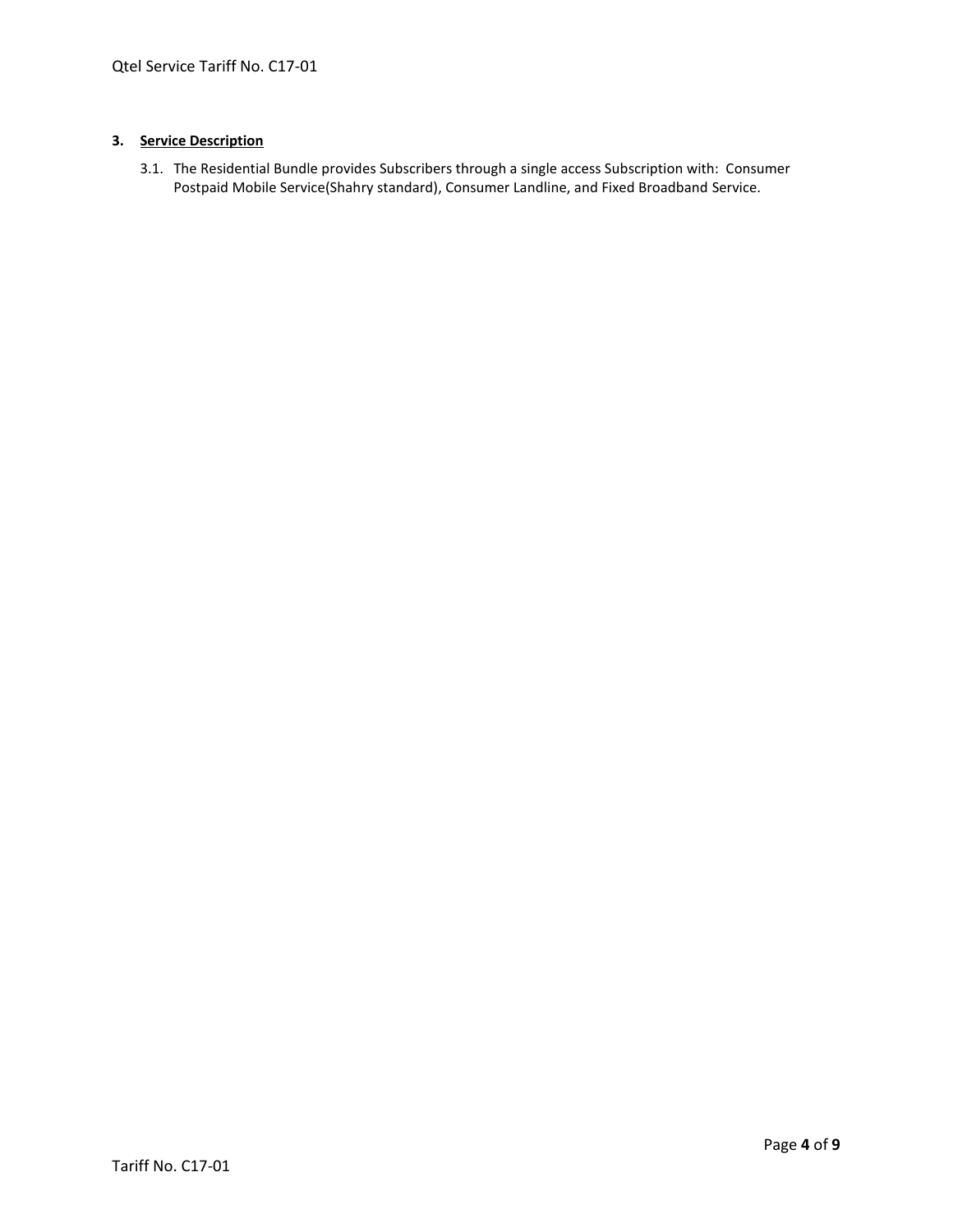## 3. **Service Description**

3.1. The Residential Bundle provides Subscribers through a single access Subscription with: Consumer Postpaid Mobile Service(Shahry standard), Consumer Landline, and Fixed Broadband Service.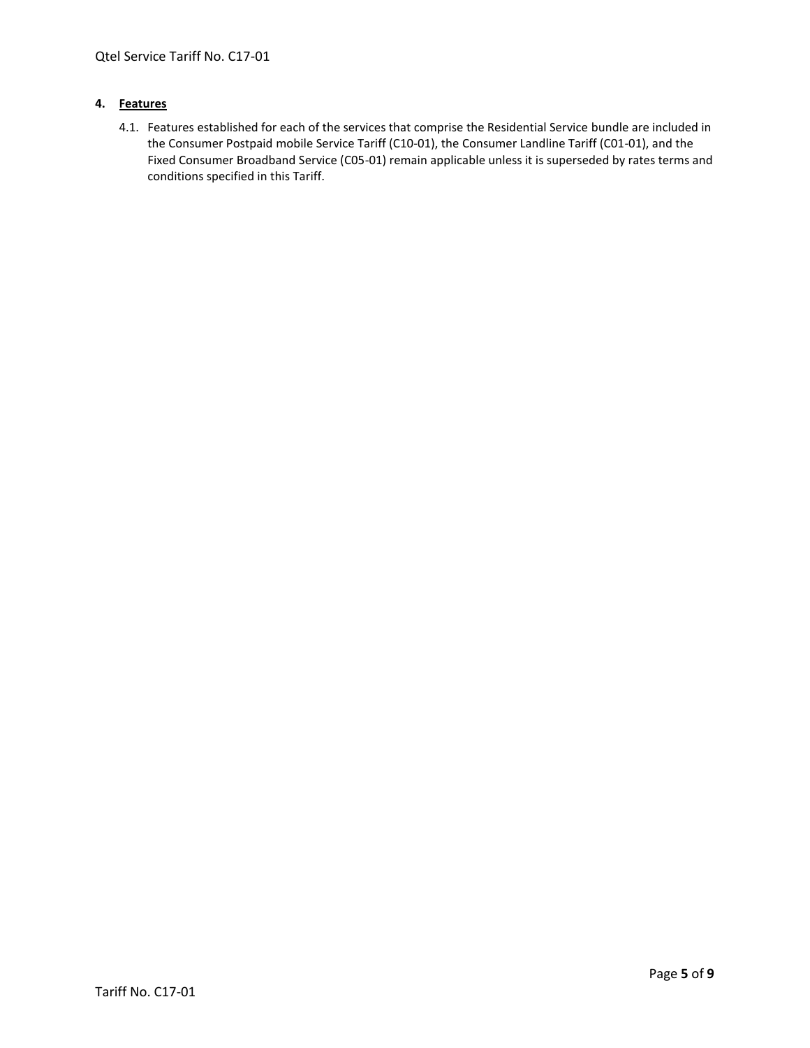## 4. Features

4.1. Features established for each of the services that comprise the Residential Service bundle are included in the Consumer Postpaid mobile Service Tariff (C10-01), the Consumer Landline Tariff (C01-01), and the Fixed Consumer Broadband Service (C05-01) remain applicable unless it is superseded by rates terms and conditions specified in this Tariff.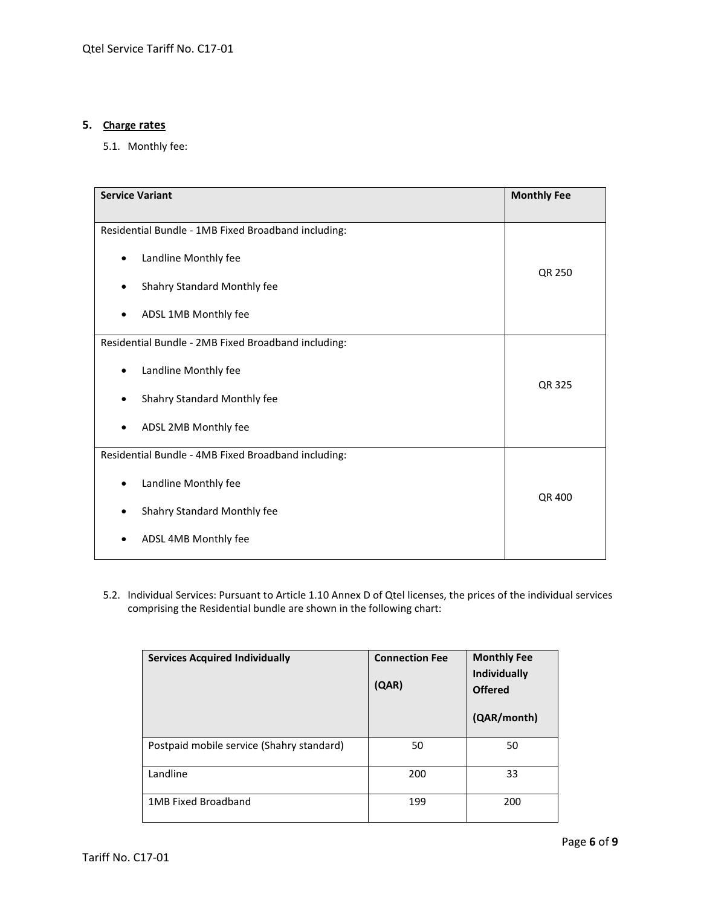## 5. Charge rates

5.1. Monthly fee:

| Service Variant | Monthly Fee |
|---|---|
| Residential Bundle - 1MB Fixed Broadband including:<br>• Landline Monthly fee<br>• Shahry Standard Monthly fee<br>• ADSL 1MB Monthly fee | QR 250 |
| Residential Bundle - 2MB Fixed Broadband including:<br>• Landline Monthly fee<br>• Shahry Standard Monthly fee<br>• ADSL 2MB Monthly fee | QR 325 |
| Residential Bundle - 4MB Fixed Broadband including:<br>• Landline Monthly fee<br>• Shahry Standard Monthly fee<br>• ADSL 4MB Monthly fee | QR 400 |

5.2. Individual Services: Pursuant to Article 1.10 Annex D of Qtel licenses, the prices of the individual services comprising the Residential bundle are shown in the following chart:

| Services Acquired Individually | Connection Fee (QAR) | Monthly Fee Individually Offered (QAR/month) |
|---|---|---|
| Postpaid mobile service (Shahry standard) | 50 | 50 |
| Landline | 200 | 33 |
| 1MB Fixed Broadband | 199 | 200 |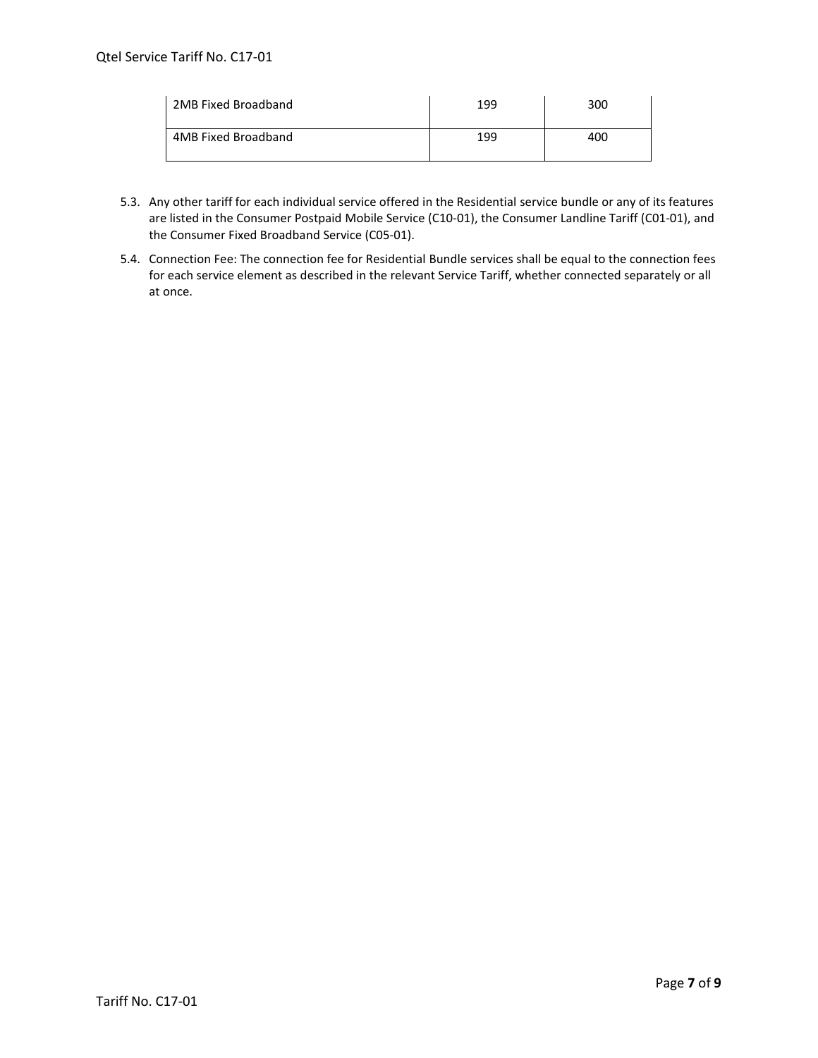| 2MB Fixed Broadband | 199 | 300 |
| --- | --- | --- |
| 4MB Fixed Broadband | 199 | 400 |

5.3. Any other tariff for each individual service offered in the Residential service bundle or any of its features are listed in the Consumer Postpaid Mobile Service (C10-01), the Consumer Landline Tariff (C01-01), and the Consumer Fixed Broadband Service (C05-01).

5.4. Connection Fee: The connection fee for Residential Bundle services shall be equal to the connection fees for each service element as described in the relevant Service Tariff, whether connected separately or all at once.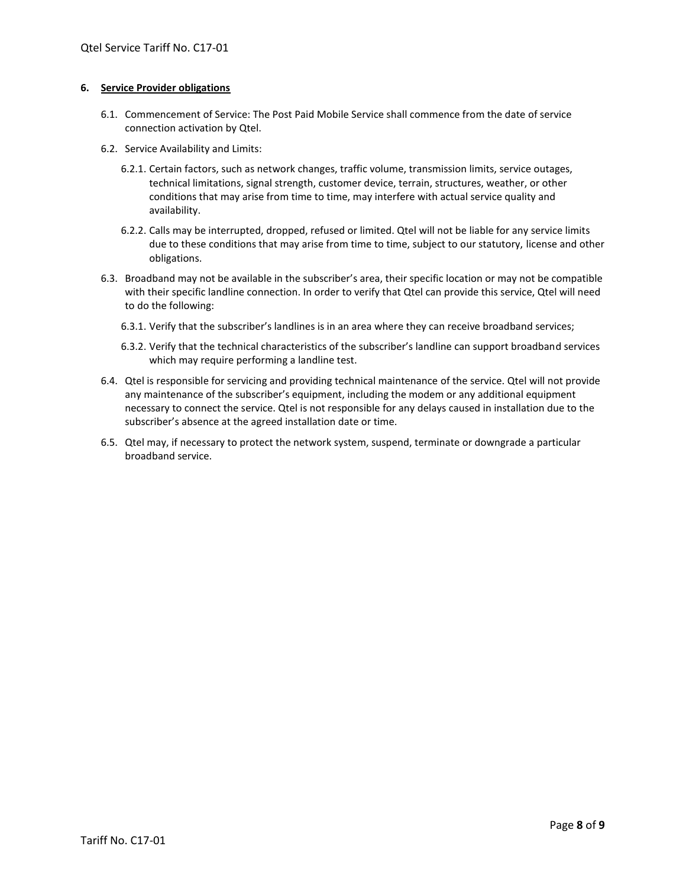## 6. Service Provider obligations

6.1. Commencement of Service: The Post Paid Mobile Service shall commence from the date of service connection activation by Qtel.

6.2. Service Availability and Limits:

6.2.1. Certain factors, such as network changes, traffic volume, transmission limits, service outages, technical limitations, signal strength, customer device, terrain, structures, weather, or other conditions that may arise from time to time, may interfere with actual service quality and availability.

6.2.2. Calls may be interrupted, dropped, refused or limited. Qtel will not be liable for any service limits due to these conditions that may arise from time to time, subject to our statutory, license and other obligations.

6.3. Broadband may not be available in the subscriber's area, their specific location or may not be compatible with their specific landline connection. In order to verify that Qtel can provide this service, Qtel will need to do the following:

6.3.1. Verify that the subscriber's landlines is in an area where they can receive broadband services;

6.3.2. Verify that the technical characteristics of the subscriber's landline can support broadband services which may require performing a landline test.

6.4. Qtel is responsible for servicing and providing technical maintenance of the service. Qtel will not provide any maintenance of the subscriber's equipment, including the modem or any additional equipment necessary to connect the service. Qtel is not responsible for any delays caused in installation due to the subscriber's absence at the agreed installation date or time.

6.5. Qtel may, if necessary to protect the network system, suspend, terminate or downgrade a particular broadband service.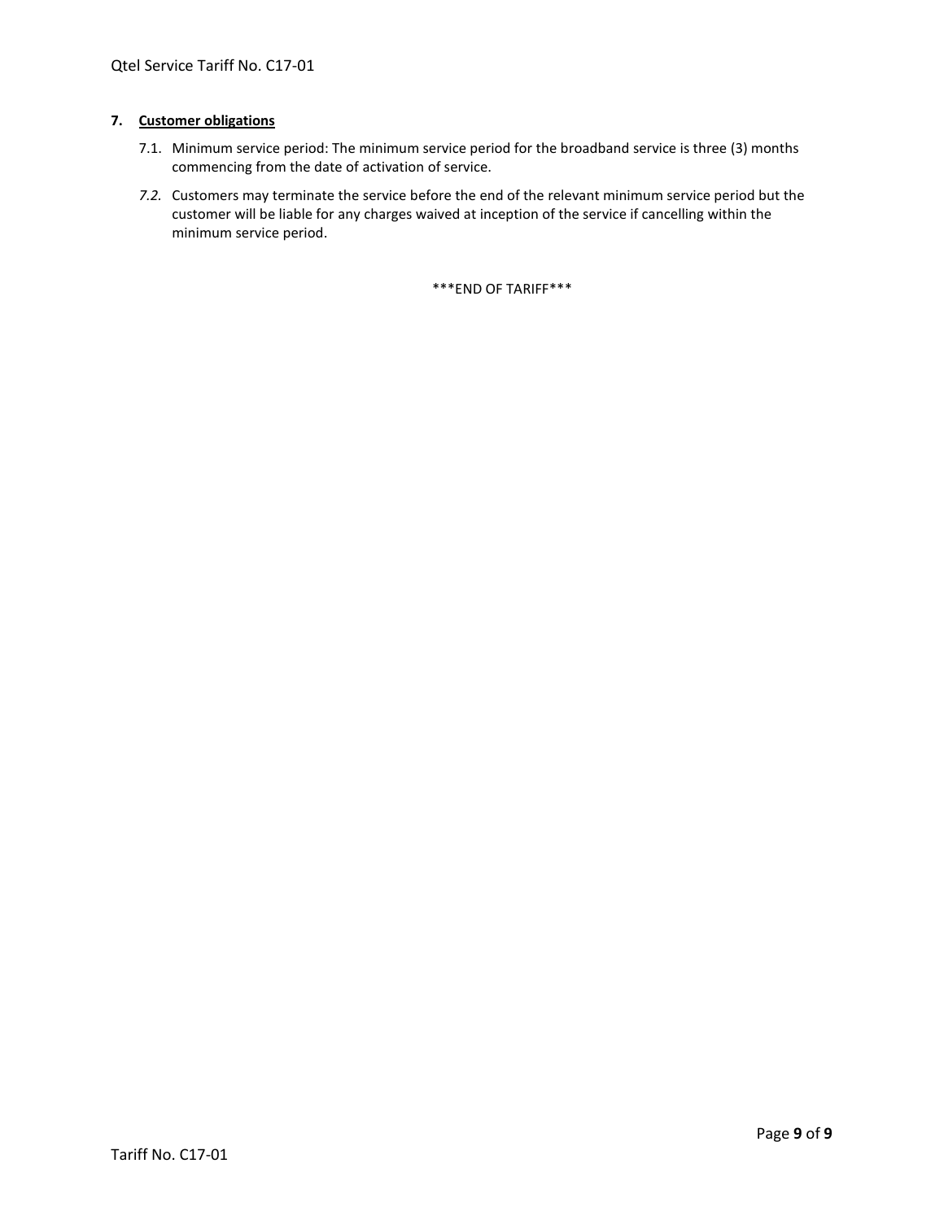## 7. Customer obligations

7.1. Minimum service period: The minimum service period for the broadband service is three (3) months commencing from the date of activation of service.

*7.2.* Customers may terminate the service before the end of the relevant minimum service period but the customer will be liable for any charges waived at inception of the service if cancelling within the minimum service period.

***END OF TARIFF***